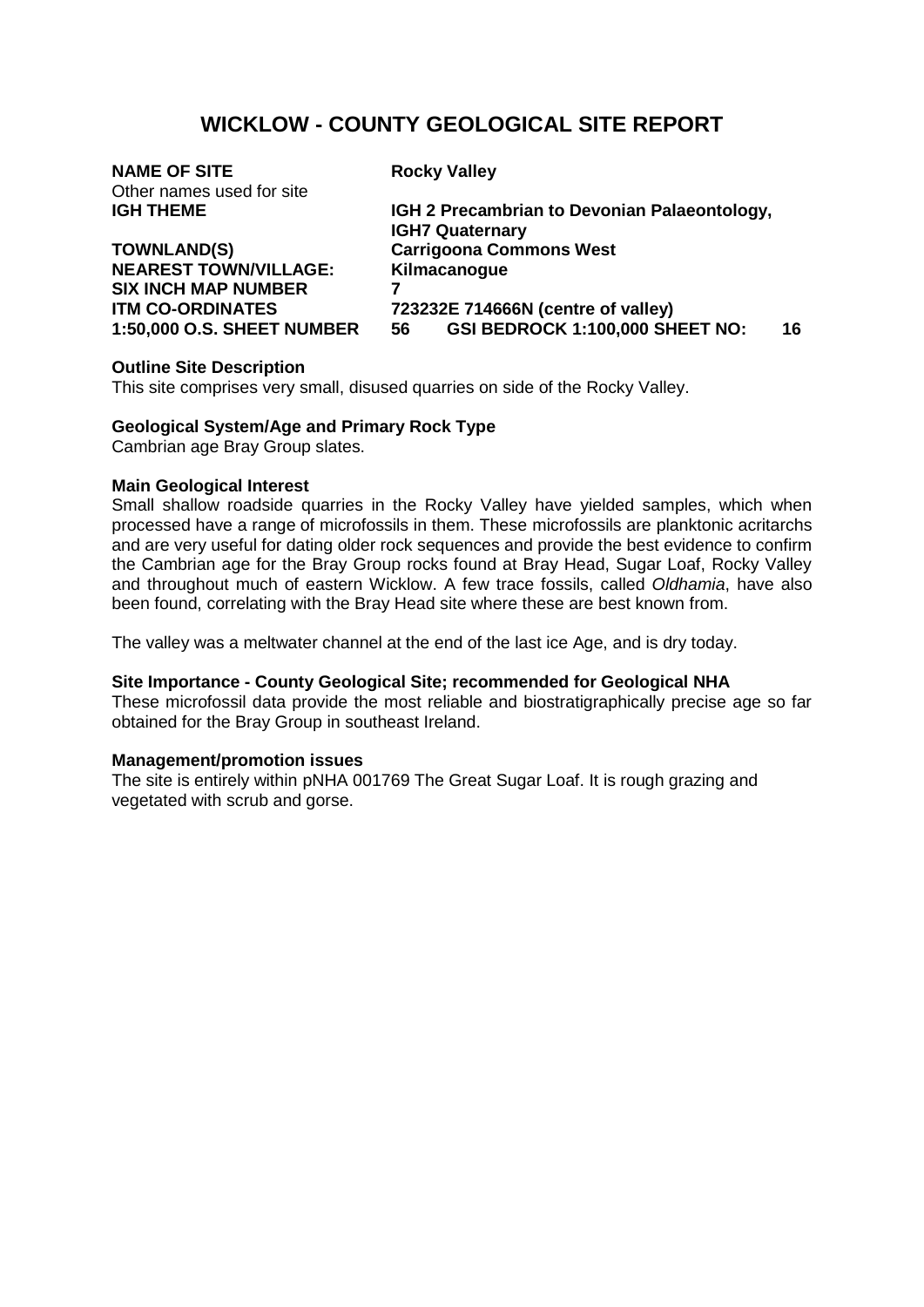# WICKLOW - COUNTY GEOLOGICAL SITE REPORT

| | |
|---|---|
| **NAME OF SITE** | **Rocky Valley** |
| Other names used for site | |
| **IGH THEME** | **IGH 2 Precambrian to Devonian Palaeontology, IGH7 Quaternary** |
| **TOWNLAND(S)** | **Carrigoona Commons West** |
| **NEAREST TOWN/VILLAGE:** | **Kilmacanogue** |
| **SIX INCH MAP NUMBER** | **7** |
| **ITM CO-ORDINATES** | **723232E 714666N (centre of valley)** |
| **1:50,000 O.S. SHEET NUMBER** | **56 GSI BEDROCK 1:100,000 SHEET NO: 16** |

**Outline Site Description**

This site comprises very small, disused quarries on side of the Rocky Valley.

**Geological System/Age and Primary Rock Type**

Cambrian age Bray Group slates.

**Main Geological Interest**

Small shallow roadside quarries in the Rocky Valley have yielded samples, which when processed have a range of microfossils in them. These microfossils are planktonic acritarchs and are very useful for dating older rock sequences and provide the best evidence to confirm the Cambrian age for the Bray Group rocks found at Bray Head, Sugar Loaf, Rocky Valley and throughout much of eastern Wicklow. A few trace fossils, called *Oldhamia*, have also been found, correlating with the Bray Head site where these are best known from.

The valley was a meltwater channel at the end of the last ice Age, and is dry today.

**Site Importance - County Geological Site; recommended for Geological NHA**

These microfossil data provide the most reliable and biostratigraphically precise age so far obtained for the Bray Group in southeast Ireland.

**Management/promotion issues**

The site is entirely within pNHA 001769 The Great Sugar Loaf. It is rough grazing and vegetated with scrub and gorse.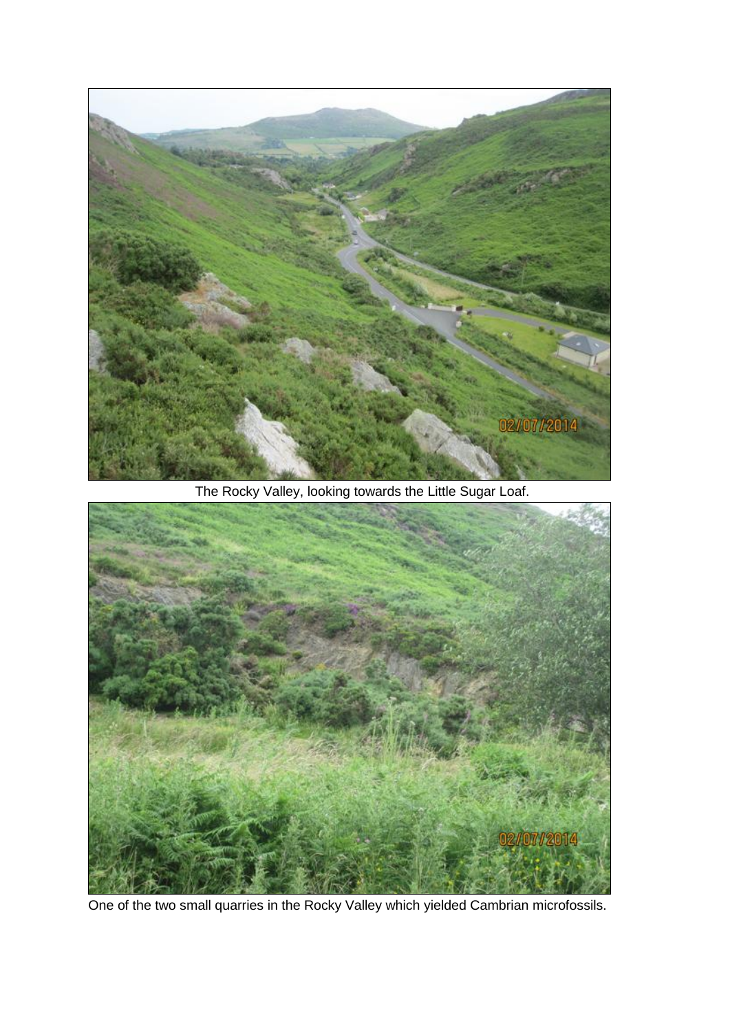The Rocky Valley, looking towards the Little Sugar Loaf.

One of the two small quarries in the Rocky Valley which yielded Cambrian microfossils.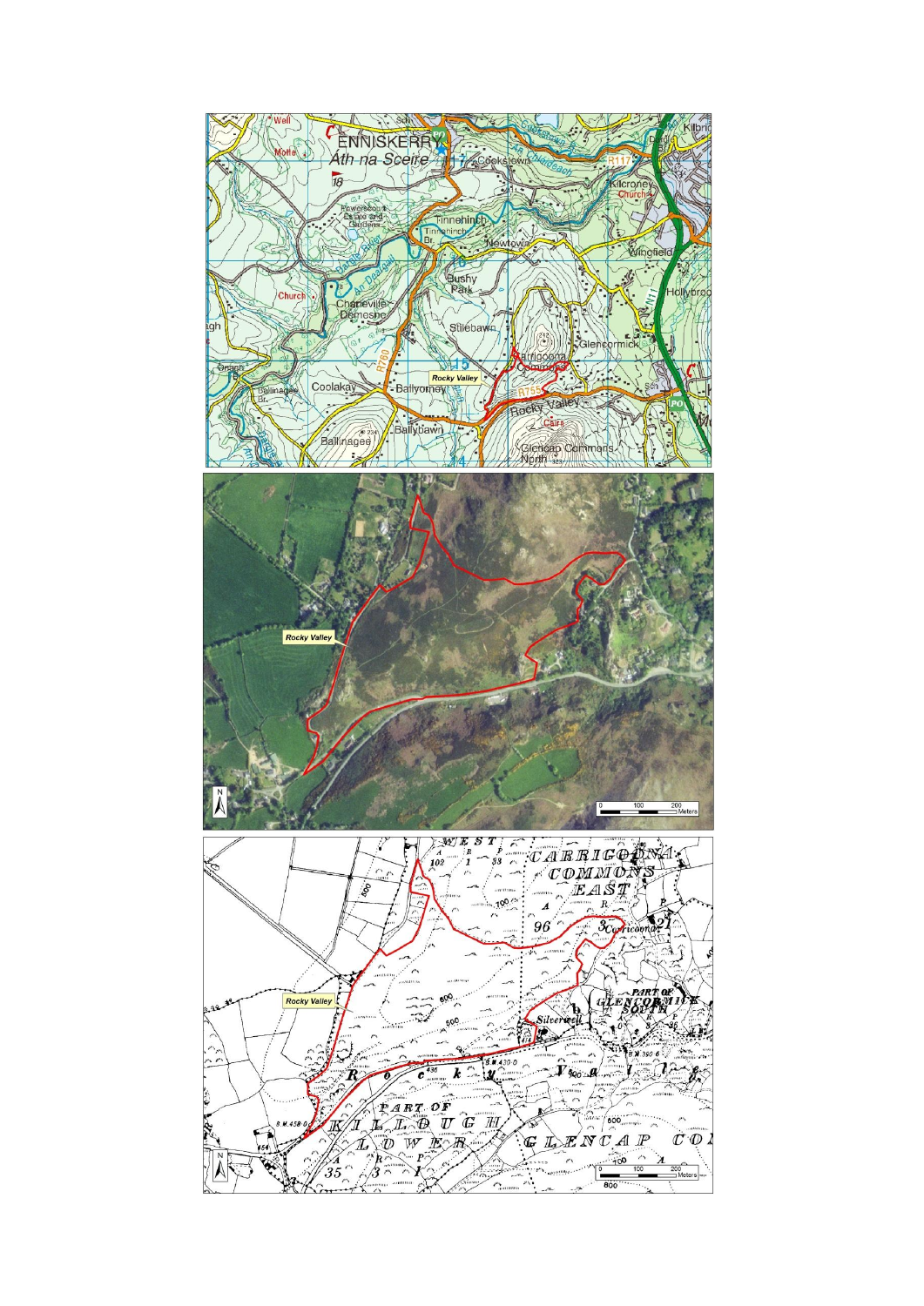Rocky Valley

0 100 200 Meters

Rocky Valley

0 100 200 Meters